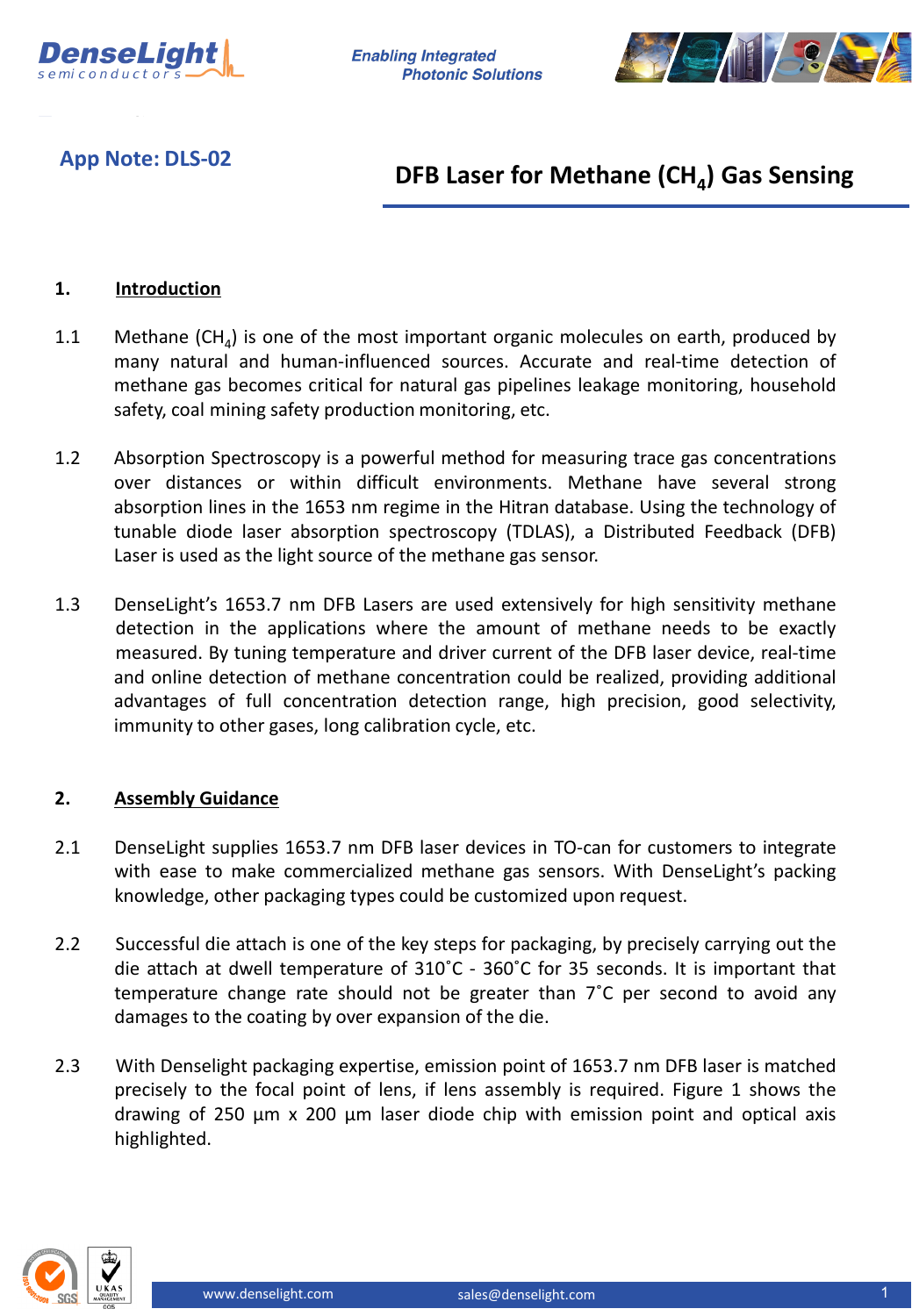**App Note: DLS-02**

# DFB Laser for Methane ($CH_4$) Gas Sensing

## 1. Introduction

1.1 Methane ($CH_4$) is one of the most important organic molecules on earth, produced by many natural and human-influenced sources. Accurate and real-time detection of methane gas becomes critical for natural gas pipelines leakage monitoring, household safety, coal mining safety production monitoring, etc.

1.2 Absorption Spectroscopy is a powerful method for measuring trace gas concentrations over distances or within difficult environments. Methane have several strong absorption lines in the 1653 nm regime in the Hitran database. Using the technology of tunable diode laser absorption spectroscopy (TDLAS), a Distributed Feedback (DFB) Laser is used as the light source of the methane gas sensor.

1.3 DenseLight's 1653.7 nm DFB Lasers are used extensively for high sensitivity methane detection in the applications where the amount of methane needs to be exactly measured. By tuning temperature and driver current of the DFB laser device, real-time and online detection of methane concentration could be realized, providing additional advantages of full concentration detection range, high precision, good selectivity, immunity to other gases, long calibration cycle, etc.

## 2. Assembly Guidance

2.1 DenseLight supplies 1653.7 nm DFB laser devices in TO-can for customers to integrate with ease to make commercialized methane gas sensors. With DenseLight's packing knowledge, other packaging types could be customized upon request.

2.2 Successful die attach is one of the key steps for packaging, by precisely carrying out the die attach at dwell temperature of 310˚C - 360˚C for 35 seconds. It is important that temperature change rate should not be greater than 7˚C per second to avoid any damages to the coating by over expansion of the die.

2.3 With Denselight packaging expertise, emission point of 1653.7 nm DFB laser is matched precisely to the focal point of lens, if lens assembly is required. Figure 1 shows the drawing of 250 µm x 200 µm laser diode chip with emission point and optical axis highlighted.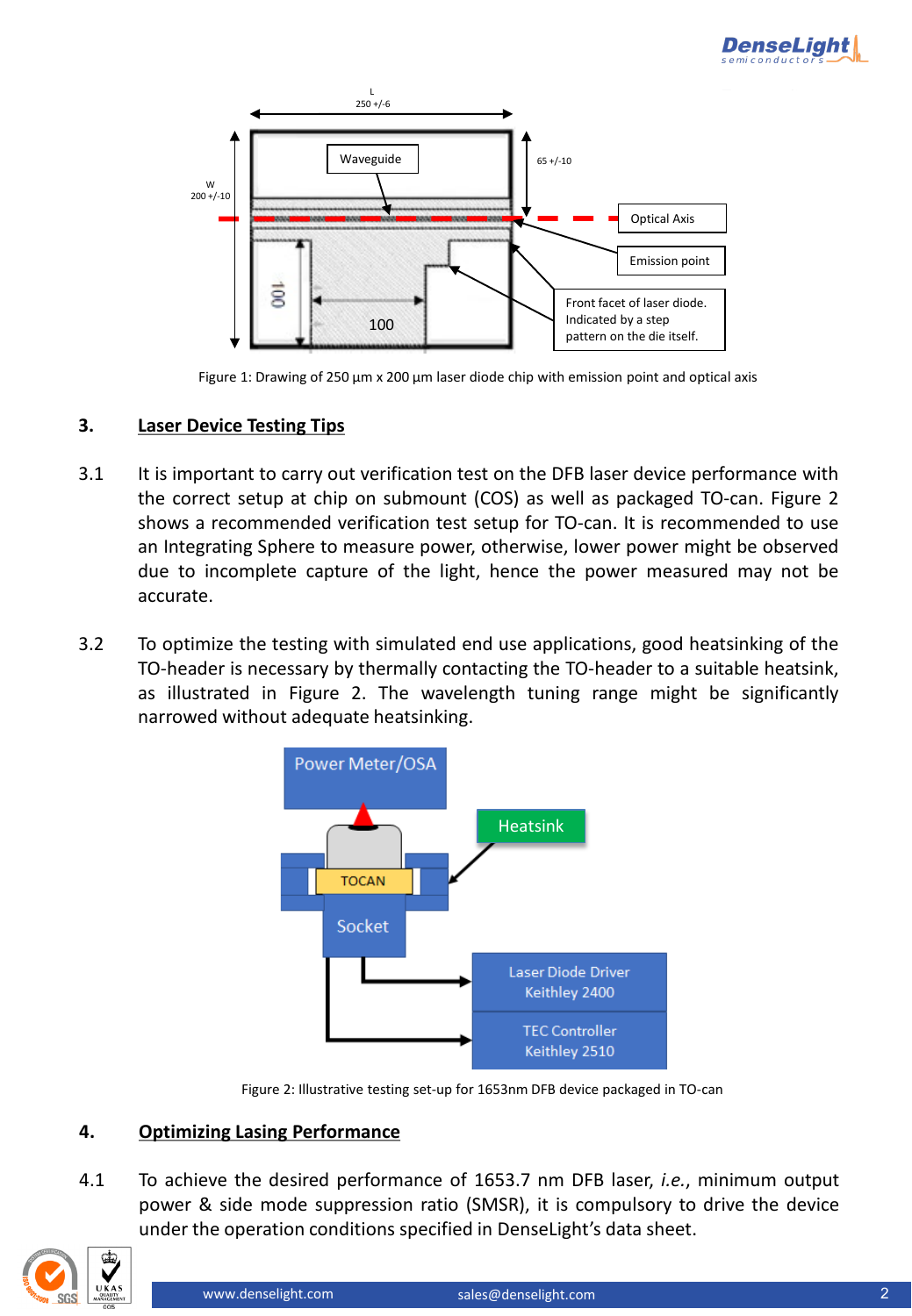Figure 1: Drawing of 250 µm x 200 µm laser diode chip with emission point and optical axis

## 3. Laser Device Testing Tips

3.1 It is important to carry out verification test on the DFB laser device performance with the correct setup at chip on submount (COS) as well as packaged TO-can. Figure 2 shows a recommended verification test setup for TO-can. It is recommended to use an Integrating Sphere to measure power, otherwise, lower power might be observed due to incomplete capture of the light, hence the power measured may not be accurate.

3.2 To optimize the testing with simulated end use applications, good heatsinking of the TO-header is necessary by thermally contacting the TO-header to a suitable heatsink, as illustrated in Figure 2. The wavelength tuning range might be significantly narrowed without adequate heatsinking.

Figure 2: Illustrative testing set-up for 1653nm DFB device packaged in TO-can

## 4. Optimizing Lasing Performance

4.1 To achieve the desired performance of 1653.7 nm DFB laser, *i.e.*, minimum output power & side mode suppression ratio (SMSR), it is compulsory to drive the device under the operation conditions specified in DenseLight's data sheet.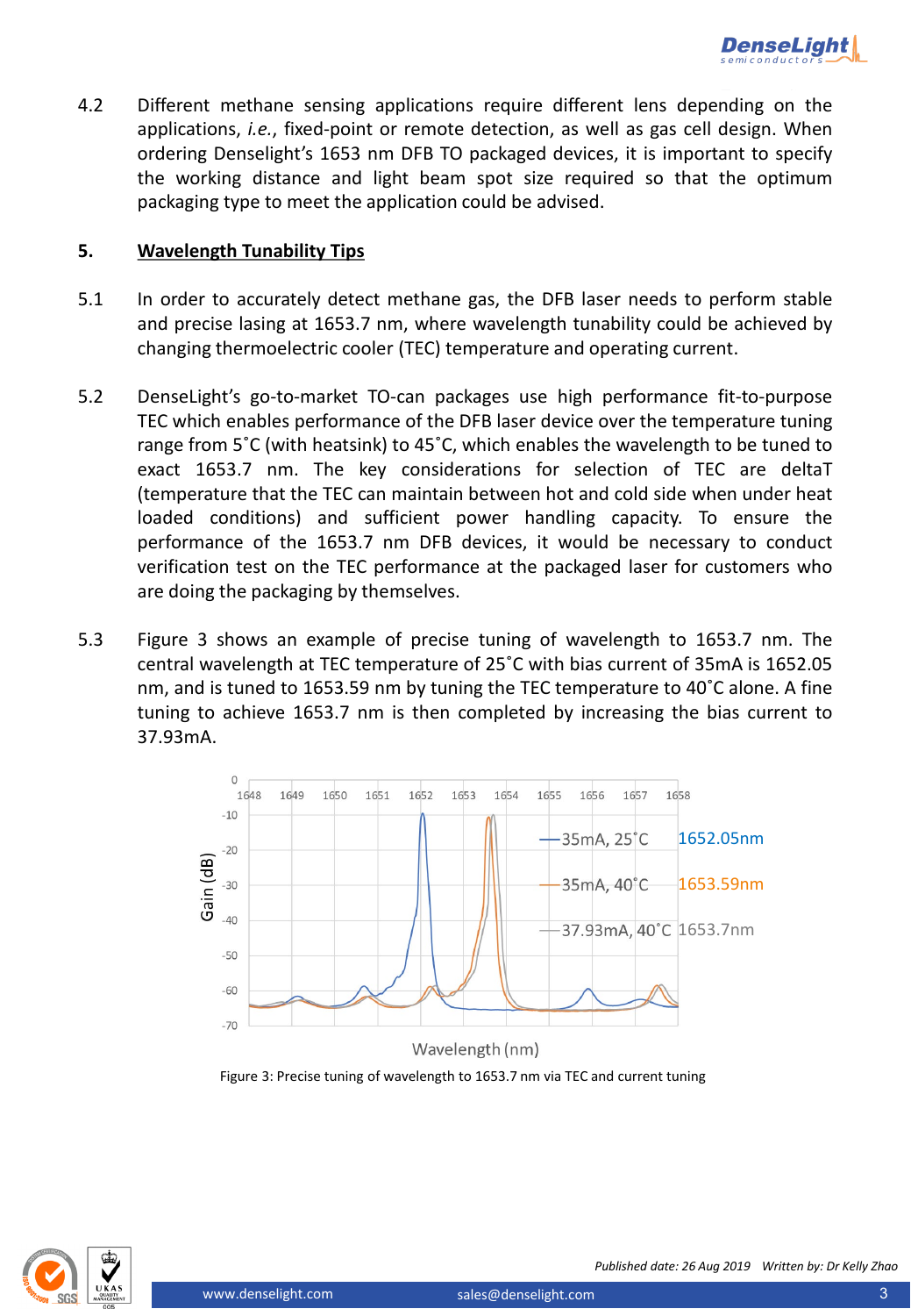4.2 Different methane sensing applications require different lens depending on the applications, *i.e.*, fixed-point or remote detection, as well as gas cell design. When ordering Denselight's 1653 nm DFB TO packaged devices, it is important to specify the working distance and light beam spot size required so that the optimum packaging type to meet the application could be advised.

## 5. Wavelength Tunability Tips

5.1 In order to accurately detect methane gas, the DFB laser needs to perform stable and precise lasing at 1653.7 nm, where wavelength tunability could be achieved by changing thermoelectric cooler (TEC) temperature and operating current.

5.2 DenseLight's go-to-market TO-can packages use high performance fit-to-purpose TEC which enables performance of the DFB laser device over the temperature tuning range from 5˚C (with heatsink) to 45˚C, which enables the wavelength to be tuned to exact 1653.7 nm. The key considerations for selection of TEC are deltaT (temperature that the TEC can maintain between hot and cold side when under heat loaded conditions) and sufficient power handling capacity. To ensure the performance of the 1653.7 nm DFB devices, it would be necessary to conduct verification test on the TEC performance at the packaged laser for customers who are doing the packaging by themselves.

5.3 Figure 3 shows an example of precise tuning of wavelength to 1653.7 nm. The central wavelength at TEC temperature of 25˚C with bias current of 35mA is 1652.05 nm, and is tuned to 1653.59 nm by tuning the TEC temperature to 40˚C alone. A fine tuning to achieve 1653.7 nm is then completed by increasing the bias current to 37.93mA.

Gain (dB)

0
-10
-20
-30
-40
-50
-60
-70

1648 1649 1650 1651 1652 1653 1654 1655 1656 1657 1658

35mA, 25˚C 1652.05nm

35mA, 40˚C 1653.59nm

37.93mA, 40˚C 1653.7nm

Wavelength (nm)

Figure 3: Precise tuning of wavelength to 1653.7 nm via TEC and current tuning

*Published date: 26 Aug 2019 Written by: Dr Kelly Zhao*